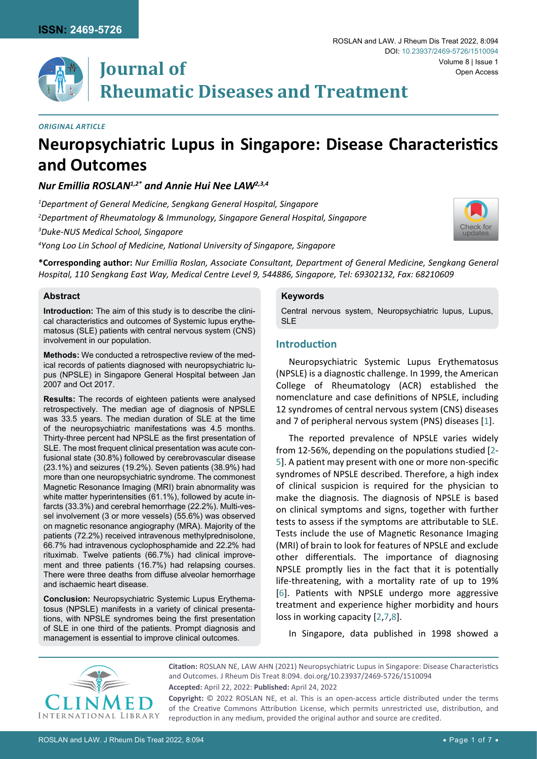*ORIGINAL ARTICLE*

# Neuropsychiatric Lupus in Singapore: Disease Characteristics and Outcomes

***Nur Emillia ROSLAN[1,2*] and Annie Hui Nee LAW[2,3,4]***

[1]*Department of General Medicine, Sengkang General Hospital, Singapore*

[2]*Department of Rheumatology & Immunology, Singapore General Hospital, Singapore*

[3]*Duke-NUS Medical School, Singapore*

[4]*Yong Loo Lin School of Medicine, National University of Singapore, Singapore*

**\*Corresponding author:** *Nur Emillia Roslan, Associate Consultant, Department of General Medicine, Sengkang General Hospital, 110 Sengkang East Way, Medical Centre Level 9, 544886, Singapore, Tel: 69302132, Fax: 68210609*

### Abstract

**Introduction:** The aim of this study is to describe the clinical characteristics and outcomes of Systemic lupus erythematosus (SLE) patients with central nervous system (CNS) involvement in our population.

**Methods:** We conducted a retrospective review of the medical records of patients diagnosed with neuropsychiatric lupus (NPSLE) in Singapore General Hospital between Jan 2007 and Oct 2017.

**Results:** The records of eighteen patients were analysed retrospectively. The median age of diagnosis of NPSLE was 33.5 years. The median duration of SLE at the time of the neuropsychiatric manifestations was 4.5 months. Thirty-three percent had NPSLE as the first presentation of SLE. The most frequent clinical presentation was acute confusional state (30.8%) followed by cerebrovascular disease (23.1%) and seizures (19.2%). Seven patients (38.9%) had more than one neuropsychiatric syndrome. The commonest Magnetic Resonance Imaging (MRI) brain abnormality was white matter hyperintensities (61.1%), followed by acute infarcts (33.3%) and cerebral hemorrhage (22.2%). Multi-vessel involvement (3 or more vessels) (55.6%) was observed on magnetic resonance angiography (MRA). Majority of the patients (72.2%) received intravenous methylprednisolone, 66.7% had intravenous cyclophosphamide and 22.2% had rituximab. Twelve patients (66.7%) had clinical improvement and three patients (16.7%) had relapsing courses. There were three deaths from diffuse alveolar hemorrhage and ischaemic heart disease.

**Conclusion:** Neuropsychiatric Systemic Lupus Erythematosus (NPSLE) manifests in a variety of clinical presentations, with NPSLE syndromes being the first presentation of SLE in one third of the patients. Prompt diagnosis and management is essential to improve clinical outcomes.

### Keywords

Central nervous system, Neuropsychiatric lupus, Lupus, SLE

## Introduction

Neuropsychiatric Systemic Lupus Erythematosus (NPSLE) is a diagnostic challenge. In 1999, the American College of Rheumatology (ACR) established the nomenclature and case definitions of NPSLE, including 12 syndromes of central nervous system (CNS) diseases and 7 of peripheral nervous system (PNS) diseases [1].

The reported prevalence of NPSLE varies widely from 12-56%, depending on the populations studied [2-5]. A patient may present with one or more non-specific syndromes of NPSLE described. Therefore, a high index of clinical suspicion is required for the physician to make the diagnosis. The diagnosis of NPSLE is based on clinical symptoms and signs, together with further tests to assess if the symptoms are attributable to SLE. Tests include the use of Magnetic Resonance Imaging (MRI) of brain to look for features of NPSLE and exclude other differentials. The importance of diagnosing NPSLE promptly lies in the fact that it is potentially life-threatening, with a mortality rate of up to 19% [6]. Patients with NPSLE undergo more aggressive treatment and experience higher morbidity and hours loss in working capacity [2,7,8].

In Singapore, data published in 1998 showed a

**Citation:** ROSLAN NE, LAW AHN (2021) Neuropsychiatric Lupus in Singapore: Disease Characteristics and Outcomes. J Rheum Dis Treat 8:094. doi.org/10.23937/2469-5726/1510094

**Accepted:** April 22, 2022: **Published:** April 24, 2022

**Copyright:** © 2022 ROSLAN NE, et al. This is an open-access article distributed under the terms of the Creative Commons Attribution License, which permits unrestricted use, distribution, and reproduction in any medium, provided the original author and source are credited.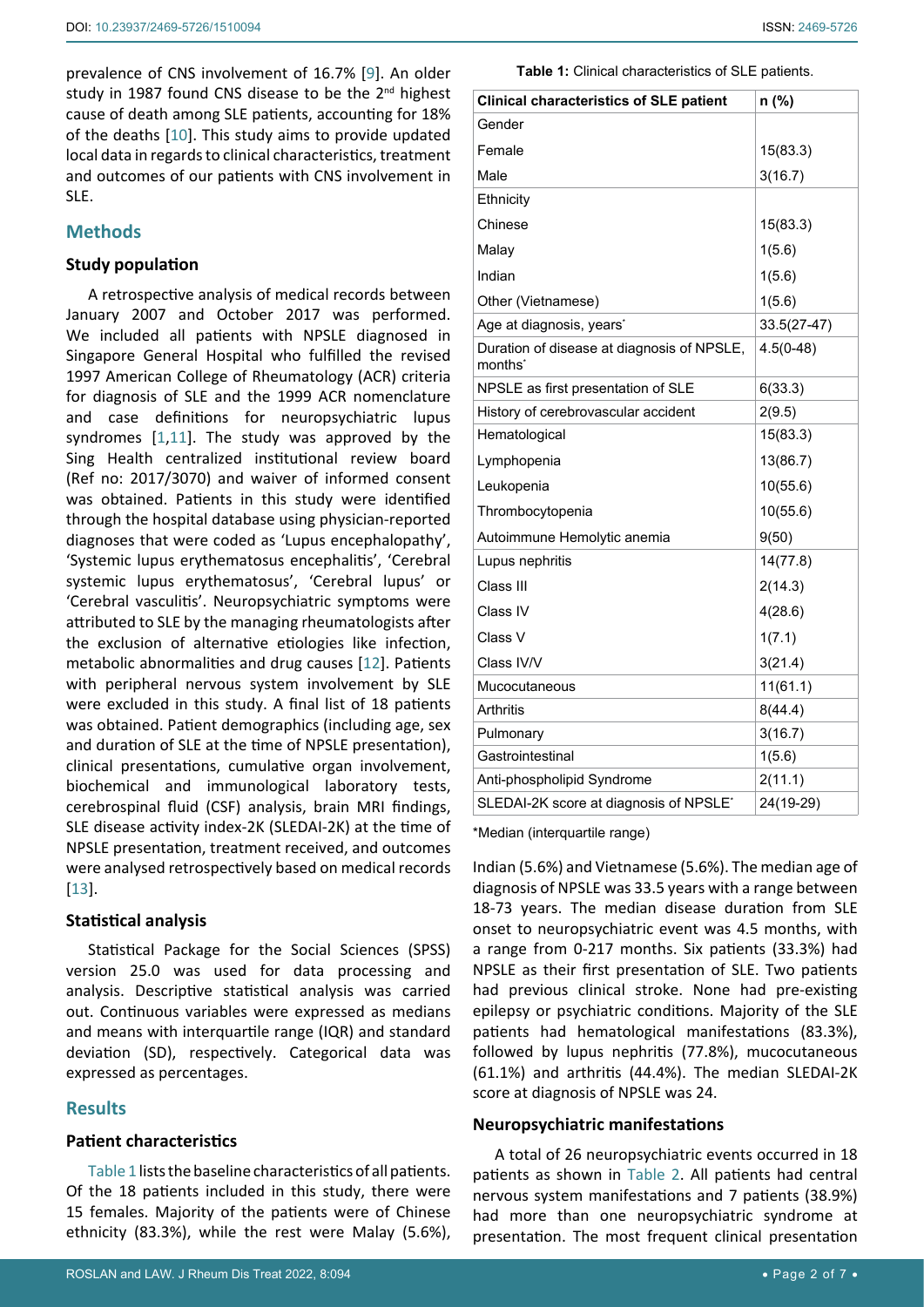prevalence of CNS involvement of 16.7% [9]. An older study in 1987 found CNS disease to be the 2nd highest cause of death among SLE patients, accounting for 18% of the deaths [10]. This study aims to provide updated local data in regards to clinical characteristics, treatment and outcomes of our patients with CNS involvement in SLE.

## Methods

### Study population

A retrospective analysis of medical records between January 2007 and October 2017 was performed. We included all patients with NPSLE diagnosed in Singapore General Hospital who fulfilled the revised 1997 American College of Rheumatology (ACR) criteria for diagnosis of SLE and the 1999 ACR nomenclature and case definitions for neuropsychiatric lupus syndromes [1,11]. The study was approved by the Sing Health centralized institutional review board (Ref no: 2017/3070) and waiver of informed consent was obtained. Patients in this study were identified through the hospital database using physician-reported diagnoses that were coded as 'Lupus encephalopathy', 'Systemic lupus erythematosus encephalitis', 'Cerebral systemic lupus erythematosus', 'Cerebral lupus' or 'Cerebral vasculitis'. Neuropsychiatric symptoms were attributed to SLE by the managing rheumatologists after the exclusion of alternative etiologies like infection, metabolic abnormalities and drug causes [12]. Patients with peripheral nervous system involvement by SLE were excluded in this study. A final list of 18 patients was obtained. Patient demographics (including age, sex and duration of SLE at the time of NPSLE presentation), clinical presentations, cumulative organ involvement, biochemical and immunological laboratory tests, cerebrospinal fluid (CSF) analysis, brain MRI findings, SLE disease activity index-2K (SLEDAI-2K) at the time of NPSLE presentation, treatment received, and outcomes were analysed retrospectively based on medical records [13].

### Statistical analysis

Statistical Package for the Social Sciences (SPSS) version 25.0 was used for data processing and analysis. Descriptive statistical analysis was carried out. Continuous variables were expressed as medians and means with interquartile range (IQR) and standard deviation (SD), respectively. Categorical data was expressed as percentages.

## Results

### Patient characteristics

Table 1 lists the baseline characteristics of all patients. Of the 18 patients included in this study, there were 15 females. Majority of the patients were of Chinese ethnicity (83.3%), while the rest were Malay (5.6%), Indian (5.6%) and Vietnamese (5.6%). The median age of diagnosis of NPSLE was 33.5 years with a range between 18-73 years. The median disease duration from SLE onset to neuropsychiatric event was 4.5 months, with a range from 0-217 months. Six patients (33.3%) had NPSLE as their first presentation of SLE. Two patients had previous clinical stroke. None had pre-existing epilepsy or psychiatric conditions. Majority of the SLE patients had hematological manifestations (83.3%), followed by lupus nephritis (77.8%), mucocutaneous (61.1%) and arthritis (44.4%). The median SLEDAI-2K score at diagnosis of NPSLE was 24.

**Table 1:** Clinical characteristics of SLE patients.

| Clinical characteristics of SLE patient | n (%) |
|---|---|
| Gender | |
| Female | 15(83.3) |
| Male | 3(16.7) |
| Ethnicity | |
| Chinese | 15(83.3) |
| Malay | 1(5.6) |
| Indian | 1(5.6) |
| Other (Vietnamese) | 1(5.6) |
| Age at diagnosis, years* | 33.5(27-47) |
| Duration of disease at diagnosis of NPSLE, months* | 4.5(0-48) |
| NPSLE as first presentation of SLE | 6(33.3) |
| History of cerebrovascular accident | 2(9.5) |
| Hematological | 15(83.3) |
| Lymphopenia | 13(86.7) |
| Leukopenia | 10(55.6) |
| Thrombocytopenia | 10(55.6) |
| Autoimmune Hemolytic anemia | 9(50) |
| Lupus nephritis | 14(77.8) |
| Class III | 2(14.3) |
| Class IV | 4(28.6) |
| Class V | 1(7.1) |
| Class IV/V | 3(21.4) |
| Mucocutaneous | 11(61.1) |
| Arthritis | 8(44.4) |
| Pulmonary | 3(16.7) |
| Gastrointestinal | 1(5.6) |
| Anti-phospholipid Syndrome | 2(11.1) |
| SLEDAI-2K score at diagnosis of NPSLE* | 24(19-29) |

*Median (interquartile range)

### Neuropsychiatric manifestations

A total of 26 neuropsychiatric events occurred in 18 patients as shown in Table 2. All patients had central nervous system manifestations and 7 patients (38.9%) had more than one neuropsychiatric syndrome at presentation. The most frequent clinical presentation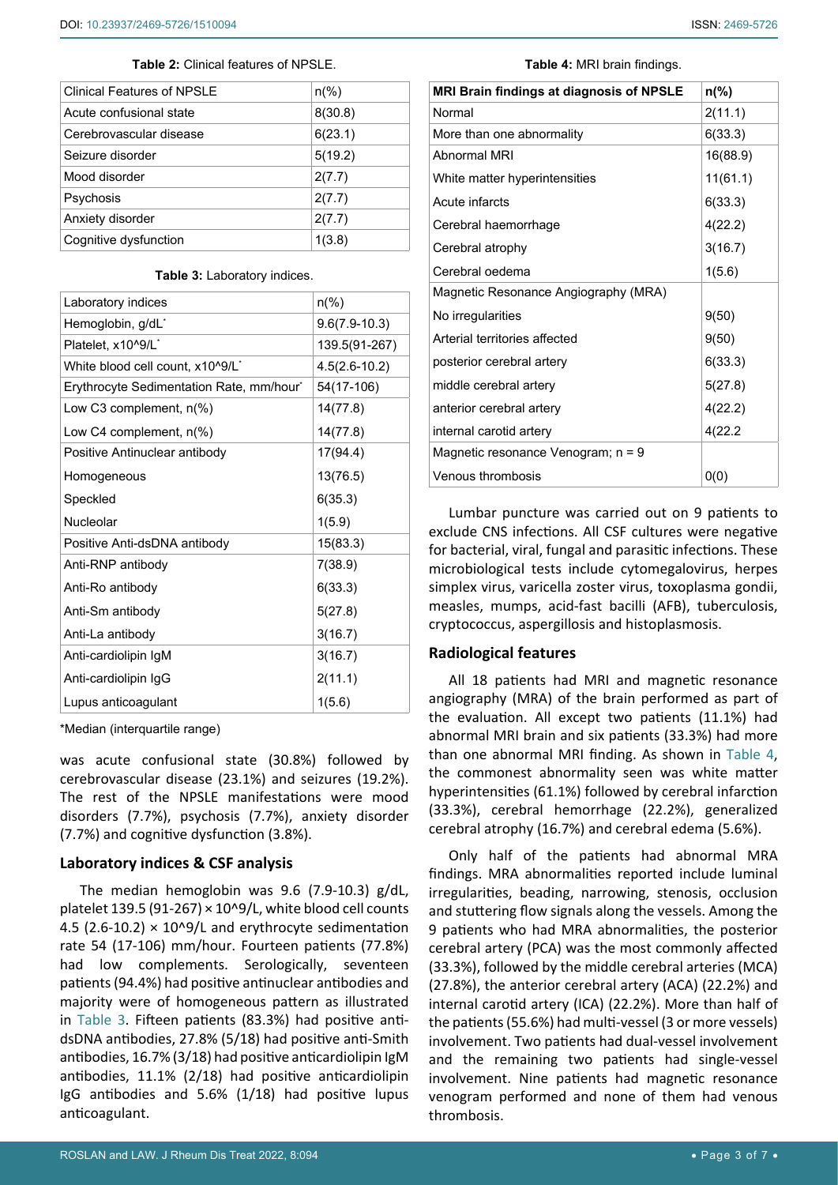**Table 2:** Clinical features of NPSLE.

| Clinical Features of NPSLE | n(%) |
| --- | --- |
| Acute confusional state | 8(30.8) |
| Cerebrovascular disease | 6(23.1) |
| Seizure disorder | 5(19.2) |
| Mood disorder | 2(7.7) |
| Psychosis | 2(7.7) |
| Anxiety disorder | 2(7.7) |
| Cognitive dysfunction | 1(3.8) |

**Table 3:** Laboratory indices.

| Laboratory indices | n(%) |
| --- | --- |
| Hemoglobin, g/dL* | 9.6(7.9-10.3) |
| Platelet, x10^9/L* | 139.5(91-267) |
| White blood cell count, x10^9/L* | 4.5(2.6-10.2) |
| Erythrocyte Sedimentation Rate, mm/hour* | 54(17-106) |
| Low C3 complement, n(%) | 14(77.8) |
| Low C4 complement, n(%) | 14(77.8) |
| Positive Antinuclear antibody | 17(94.4) |
| Homogeneous | 13(76.5) |
| Speckled | 6(35.3) |
| Nucleolar | 1(5.9) |
| Positive Anti-dsDNA antibody | 15(83.3) |
| Anti-RNP antibody | 7(38.9) |
| Anti-Ro antibody | 6(33.3) |
| Anti-Sm antibody | 5(27.8) |
| Anti-La antibody | 3(16.7) |
| Anti-cardiolipin IgM | 3(16.7) |
| Anti-cardiolipin IgG | 2(11.1) |
| Lupus anticoagulant | 1(5.6) |

*Median (interquartile range)

was acute confusional state (30.8%) followed by cerebrovascular disease (23.1%) and seizures (19.2%). The rest of the NPSLE manifestations were mood disorders (7.7%), psychosis (7.7%), anxiety disorder (7.7%) and cognitive dysfunction (3.8%).

## Laboratory indices & CSF analysis

The median hemoglobin was 9.6 (7.9-10.3) g/dL, platelet 139.5 (91-267) × 10^9/L, white blood cell counts 4.5 (2.6-10.2) × 10^9/L and erythrocyte sedimentation rate 54 (17-106) mm/hour. Fourteen patients (77.8%) had low complements. Serologically, seventeen patients (94.4%) had positive antinuclear antibodies and majority were of homogeneous pattern as illustrated in Table 3. Fifteen patients (83.3%) had positive anti-dsDNA antibodies, 27.8% (5/18) had positive anti-Smith antibodies, 16.7% (3/18) had positive anticardiolipin IgM antibodies, 11.1% (2/18) had positive anticardiolipin IgG antibodies and 5.6% (1/18) had positive lupus anticoagulant.

**Table 4:** MRI brain findings.

| MRI Brain findings at diagnosis of NPSLE | n(%) |
| --- | --- |
| Normal | 2(11.1) |
| More than one abnormality | 6(33.3) |
| Abnormal MRI | 16(88.9) |
| White matter hyperintensities | 11(61.1) |
| Acute infarcts | 6(33.3) |
| Cerebral haemorrhage | 4(22.2) |
| Cerebral atrophy | 3(16.7) |
| Cerebral oedema | 1(5.6) |
| Magnetic Resonance Angiography (MRA) | |
| No irregularities | 9(50) |
| Arterial territories affected | 9(50) |
| posterior cerebral artery | 6(33.3) |
| middle cerebral artery | 5(27.8) |
| anterior cerebral artery | 4(22.2) |
| internal carotid artery | 4(22.2 |
| Magnetic resonance Venogram; n = 9 | |
| Venous thrombosis | 0(0) |

Lumbar puncture was carried out on 9 patients to exclude CNS infections. All CSF cultures were negative for bacterial, viral, fungal and parasitic infections. These microbiological tests include cytomegalovirus, herpes simplex virus, varicella zoster virus, toxoplasma gondii, measles, mumps, acid-fast bacilli (AFB), tuberculosis, cryptococcus, aspergillosis and histoplasmosis.

## Radiological features

All 18 patients had MRI and magnetic resonance angiography (MRA) of the brain performed as part of the evaluation. All except two patients (11.1%) had abnormal MRI brain and six patients (33.3%) had more than one abnormal MRI finding. As shown in Table 4, the commonest abnormality seen was white matter hyperintensities (61.1%) followed by cerebral infarction (33.3%), cerebral hemorrhage (22.2%), generalized cerebral atrophy (16.7%) and cerebral edema (5.6%).

Only half of the patients had abnormal MRA findings. MRA abnormalities reported include luminal irregularities, beading, narrowing, stenosis, occlusion and stuttering flow signals along the vessels. Among the 9 patients who had MRA abnormalities, the posterior cerebral artery (PCA) was the most commonly affected (33.3%), followed by the middle cerebral arteries (MCA) (27.8%), the anterior cerebral artery (ACA) (22.2%) and internal carotid artery (ICA) (22.2%). More than half of the patients (55.6%) had multi-vessel (3 or more vessels) involvement. Two patients had dual-vessel involvement and the remaining two patients had single-vessel involvement. Nine patients had magnetic resonance venogram performed and none of them had venous thrombosis.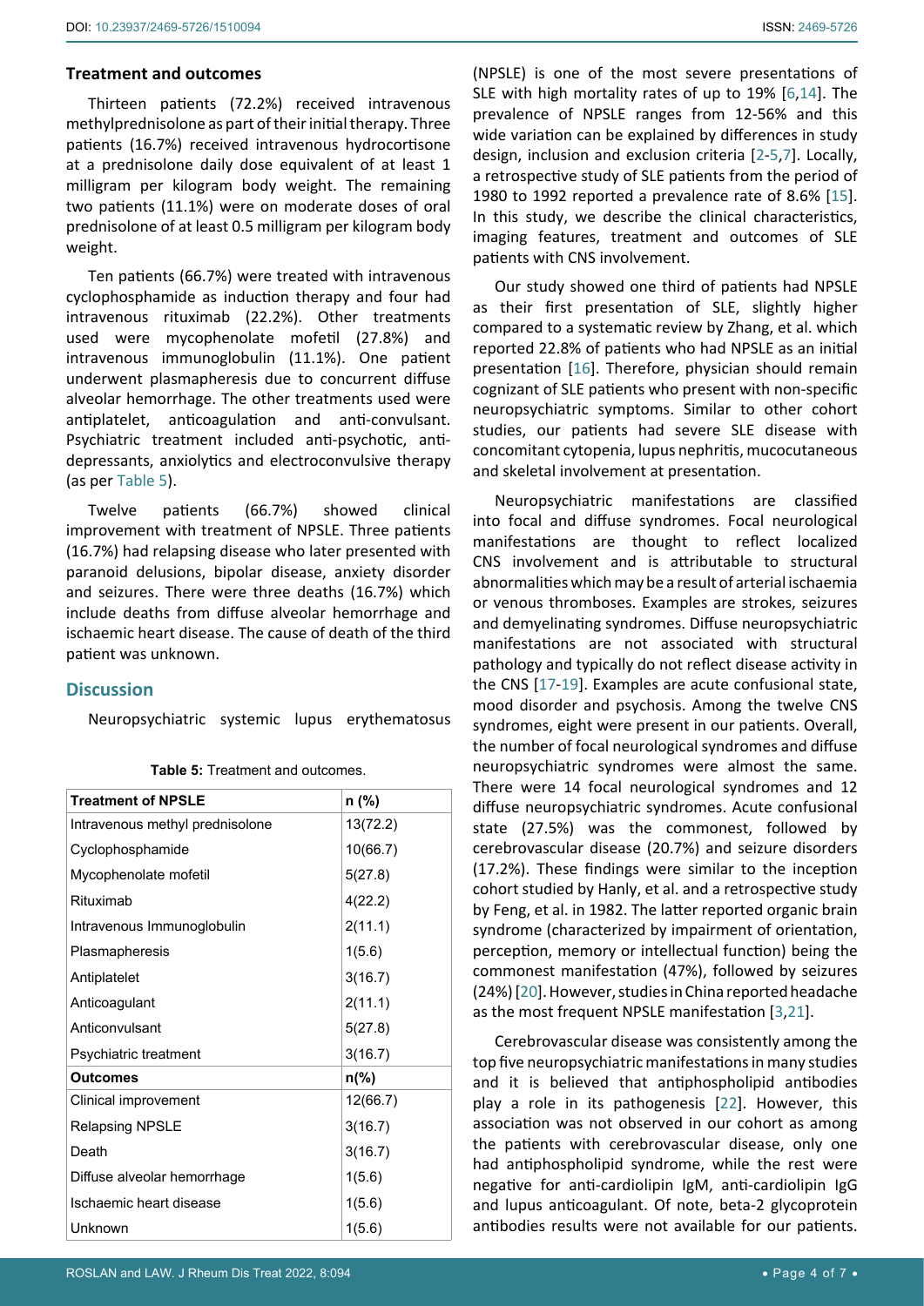### Treatment and outcomes

Thirteen patients (72.2%) received intravenous methylprednisolone as part of their initial therapy. Three patients (16.7%) received intravenous hydrocortisone at a prednisolone daily dose equivalent of at least 1 milligram per kilogram body weight. The remaining two patients (11.1%) were on moderate doses of oral prednisolone of at least 0.5 milligram per kilogram body weight.

Ten patients (66.7%) were treated with intravenous cyclophosphamide as induction therapy and four had intravenous rituximab (22.2%). Other treatments used were mycophenolate mofetil (27.8%) and intravenous immunoglobulin (11.1%). One patient underwent plasmapheresis due to concurrent diffuse alveolar hemorrhage. The other treatments used were antiplatelet, anticoagulation and anti-convulsant. Psychiatric treatment included anti-psychotic, anti-depressants, anxiolytics and electroconvulsive therapy (as per Table 5).

Twelve patients (66.7%) showed clinical improvement with treatment of NPSLE. Three patients (16.7%) had relapsing disease who later presented with paranoid delusions, bipolar disease, anxiety disorder and seizures. There were three deaths (16.7%) which include deaths from diffuse alveolar hemorrhage and ischaemic heart disease. The cause of death of the third patient was unknown.

## Discussion

Neuropsychiatric systemic lupus erythematosus (NPSLE) is one of the most severe presentations of SLE with high mortality rates of up to 19% [6,14]. The prevalence of NPSLE ranges from 12-56% and this wide variation can be explained by differences in study design, inclusion and exclusion criteria [2-5,7]. Locally, a retrospective study of SLE patients from the period of 1980 to 1992 reported a prevalence rate of 8.6% [15]. In this study, we describe the clinical characteristics, imaging features, treatment and outcomes of SLE patients with CNS involvement.

Our study showed one third of patients had NPSLE as their first presentation of SLE, slightly higher compared to a systematic review by Zhang, et al. which reported 22.8% of patients who had NPSLE as an initial presentation [16]. Therefore, physician should remain cognizant of SLE patients who present with non-specific neuropsychiatric symptoms. Similar to other cohort studies, our patients had severe SLE disease with concomitant cytopenia, lupus nephritis, mucocutaneous and skeletal involvement at presentation.

Neuropsychiatric manifestations are classified into focal and diffuse syndromes. Focal neurological manifestations are thought to reflect localized CNS involvement and is attributable to structural abnormalities which may be a result of arterial ischaemia or venous thromboses. Examples are strokes, seizures and demyelinating syndromes. Diffuse neuropsychiatric manifestations are not associated with structural pathology and typically do not reflect disease activity in the CNS [17-19]. Examples are acute confusional state, mood disorder and psychosis. Among the twelve CNS syndromes, eight were present in our patients. Overall, the number of focal neurological syndromes and diffuse neuropsychiatric syndromes were almost the same. There were 14 focal neurological syndromes and 12 diffuse neuropsychiatric syndromes. Acute confusional state (27.5%) was the commonest, followed by cerebrovascular disease (20.7%) and seizure disorders (17.2%). These findings were similar to the inception cohort studied by Hanly, et al. and a retrospective study by Feng, et al. in 1982. The latter reported organic brain syndrome (characterized by impairment of orientation, perception, memory or intellectual function) being the commonest manifestation (47%), followed by seizures (24%) [20]. However, studies in China reported headache as the most frequent NPSLE manifestation [3,21].

Cerebrovascular disease was consistently among the top five neuropsychiatric manifestations in many studies and it is believed that antiphospholipid antibodies play a role in its pathogenesis [22]. However, this association was not observed in our cohort as among the patients with cerebrovascular disease, only one had antiphospholipid syndrome, while the rest were negative for anti-cardiolipin IgM, anti-cardiolipin IgG and lupus anticoagulant. Of note, beta-2 glycoprotein antibodies results were not available for our patients.

**Table 5:** Treatment and outcomes.

| Treatment of NPSLE | n (%) |
|---|---|
| Intravenous methyl prednisolone | 13(72.2) |
| Cyclophosphamide | 10(66.7) |
| Mycophenolate mofetil | 5(27.8) |
| Rituximab | 4(22.2) |
| Intravenous Immunoglobulin | 2(11.1) |
| Plasmapheresis | 1(5.6) |
| Antiplatelet | 3(16.7) |
| Anticoagulant | 2(11.1) |
| Anticonvulsant | 5(27.8) |
| Psychiatric treatment | 3(16.7) |
| **Outcomes** | **n(%)** |
| Clinical improvement | 12(66.7) |
| Relapsing NPSLE | 3(16.7) |
| Death | 3(16.7) |
| Diffuse alveolar hemorrhage | 1(5.6) |
| Ischaemic heart disease | 1(5.6) |
| Unknown | 1(5.6) |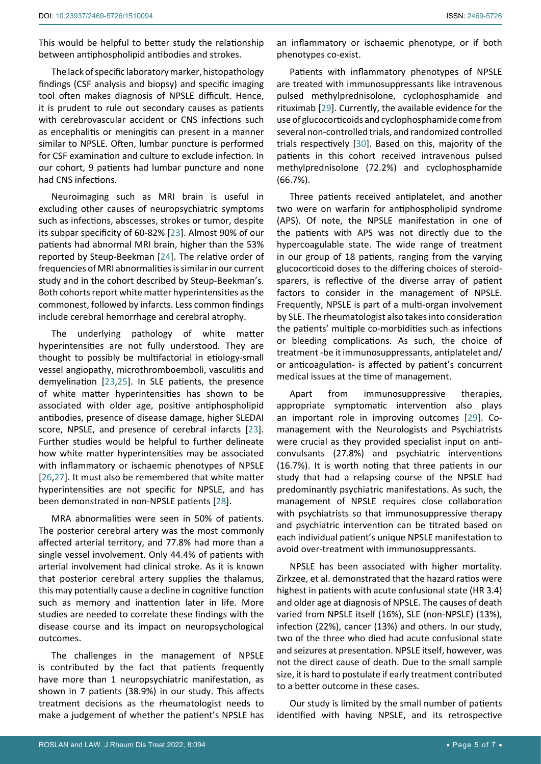This would be helpful to better study the relationship between antiphospholipid antibodies and strokes.

The lack of specific laboratory marker, histopathology findings (CSF analysis and biopsy) and specific imaging tool often makes diagnosis of NPSLE difficult. Hence, it is prudent to rule out secondary causes as patients with cerebrovascular accident or CNS infections such as encephalitis or meningitis can present in a manner similar to NPSLE. Often, lumbar puncture is performed for CSF examination and culture to exclude infection. In our cohort, 9 patients had lumbar puncture and none had CNS infections.

Neuroimaging such as MRI brain is useful in excluding other causes of neuropsychiatric symptoms such as infections, abscesses, strokes or tumor, despite its subpar specificity of 60-82% [23]. Almost 90% of our patients had abnormal MRI brain, higher than the 53% reported by Steup-Beekman [24]. The relative order of frequencies of MRI abnormalities is similar in our current study and in the cohort described by Steup-Beekman's. Both cohorts report white matter hyperintensities as the commonest, followed by infarcts. Less common findings include cerebral hemorrhage and cerebral atrophy.

The underlying pathology of white matter hyperintensities are not fully understood. They are thought to possibly be multifactorial in etiology-small vessel angiopathy, microthromboemboli, vasculitis and demyelination [23,25]. In SLE patients, the presence of white matter hyperintensities has shown to be associated with older age, positive antiphospholipid antibodies, presence of disease damage, higher SLEDAI score, NPSLE, and presence of cerebral infarcts [23]. Further studies would be helpful to further delineate how white matter hyperintensities may be associated with inflammatory or ischaemic phenotypes of NPSLE [26,27]. It must also be remembered that white matter hyperintensities are not specific for NPSLE, and has been demonstrated in non-NPSLE patients [28].

MRA abnormalities were seen in 50% of patients. The posterior cerebral artery was the most commonly affected arterial territory, and 77.8% had more than a single vessel involvement. Only 44.4% of patients with arterial involvement had clinical stroke. As it is known that posterior cerebral artery supplies the thalamus, this may potentially cause a decline in cognitive function such as memory and inattention later in life. More studies are needed to correlate these findings with the disease course and its impact on neuropsychological outcomes.

The challenges in the management of NPSLE is contributed by the fact that patients frequently have more than 1 neuropsychiatric manifestation, as shown in 7 patients (38.9%) in our study. This affects treatment decisions as the rheumatologist needs to make a judgement of whether the patient's NPSLE has an inflammatory or ischaemic phenotype, or if both phenotypes co-exist.

Patients with inflammatory phenotypes of NPSLE are treated with immunosuppressants like intravenous pulsed methylprednisolone, cyclophosphamide and rituximab [29]. Currently, the available evidence for the use of glucocorticoids and cyclophosphamide come from several non-controlled trials, and randomized controlled trials respectively [30]. Based on this, majority of the patients in this cohort received intravenous pulsed methylprednisolone (72.2%) and cyclophosphamide (66.7%).

Three patients received antiplatelet, and another two were on warfarin for antiphospholipid syndrome (APS). Of note, the NPSLE manifestation in one of the patients with APS was not directly due to the hypercoagulable state. The wide range of treatment in our group of 18 patients, ranging from the varying glucocorticoid doses to the differing choices of steroid-sparers, is reflective of the diverse array of patient factors to consider in the management of NPSLE. Frequently, NPSLE is part of a multi-organ involvement by SLE. The rheumatologist also takes into consideration the patients' multiple co-morbidities such as infections or bleeding complications. As such, the choice of treatment -be it immunosuppressants, antiplatelet and/or anticoagulation- is affected by patient's concurrent medical issues at the time of management.

Apart from immunosuppressive therapies, appropriate symptomatic intervention also plays an important role in improving outcomes [29]. Co-management with the Neurologists and Psychiatrists were crucial as they provided specialist input on anti-convulsants (27.8%) and psychiatric interventions (16.7%). It is worth noting that three patients in our study that had a relapsing course of the NPSLE had predominantly psychiatric manifestations. As such, the management of NPSLE requires close collaboration with psychiatrists so that immunosuppressive therapy and psychiatric intervention can be titrated based on each individual patient's unique NPSLE manifestation to avoid over-treatment with immunosuppressants.

NPSLE has been associated with higher mortality. Zirkzee, et al. demonstrated that the hazard ratios were highest in patients with acute confusional state (HR 3.4) and older age at diagnosis of NPSLE. The causes of death varied from NPSLE itself (16%), SLE (non-NPSLE) (13%), infection (22%), cancer (13%) and others. In our study, two of the three who died had acute confusional state and seizures at presentation. NPSLE itself, however, was not the direct cause of death. Due to the small sample size, it is hard to postulate if early treatment contributed to a better outcome in these cases.

Our study is limited by the small number of patients identified with having NPSLE, and its retrospective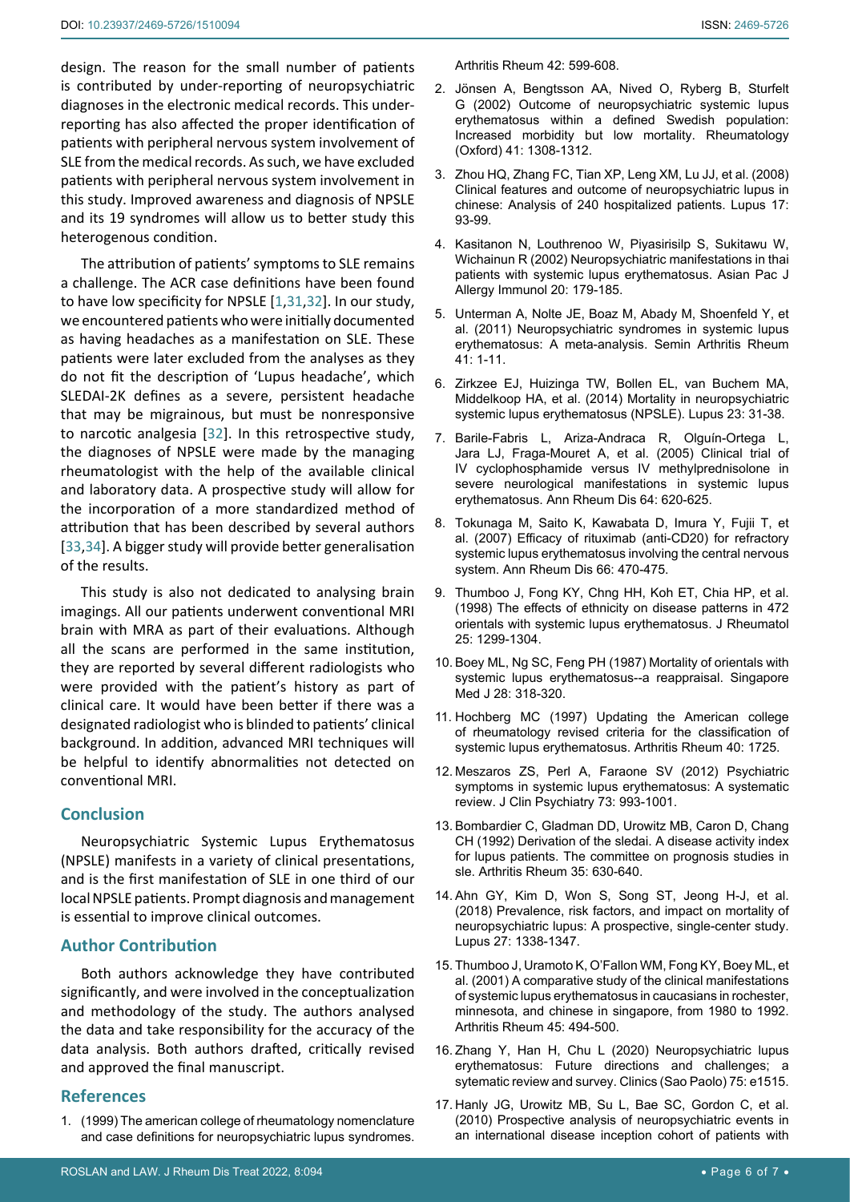design. The reason for the small number of patients is contributed by under-reporting of neuropsychiatric diagnoses in the electronic medical records. This under-reporting has also affected the proper identification of patients with peripheral nervous system involvement of SLE from the medical records. As such, we have excluded patients with peripheral nervous system involvement in this study. Improved awareness and diagnosis of NPSLE and its 19 syndromes will allow us to better study this heterogenous condition.

The attribution of patients' symptoms to SLE remains a challenge. The ACR case definitions have been found to have low specificity for NPSLE [1,31,32]. In our study, we encountered patients who were initially documented as having headaches as a manifestation on SLE. These patients were later excluded from the analyses as they do not fit the description of 'Lupus headache', which SLEDAI-2K defines as a severe, persistent headache that may be migrainous, but must be nonresponsive to narcotic analgesia [32]. In this retrospective study, the diagnoses of NPSLE were made by the managing rheumatologist with the help of the available clinical and laboratory data. A prospective study will allow for the incorporation of a more standardized method of attribution that has been described by several authors [33,34]. A bigger study will provide better generalisation of the results.

This study is also not dedicated to analysing brain imagings. All our patients underwent conventional MRI brain with MRA as part of their evaluations. Although all the scans are performed in the same institution, they are reported by several different radiologists who were provided with the patient's history as part of clinical care. It would have been better if there was a designated radiologist who is blinded to patients' clinical background. In addition, advanced MRI techniques will be helpful to identify abnormalities not detected on conventional MRI.

## Conclusion

Neuropsychiatric Systemic Lupus Erythematosus (NPSLE) manifests in a variety of clinical presentations, and is the first manifestation of SLE in one third of our local NPSLE patients. Prompt diagnosis and management is essential to improve clinical outcomes.

## Author Contribution

Both authors acknowledge they have contributed significantly, and were involved in the conceptualization and methodology of the study. The authors analysed the data and take responsibility for the accuracy of the data analysis. Both authors drafted, critically revised and approved the final manuscript.

## References

1. (1999) The american college of rheumatology nomenclature and case definitions for neuropsychiatric lupus syndromes. Arthritis Rheum 42: 599-608.
2. Jönsen A, Bengtsson AA, Nived O, Ryberg B, Sturfelt G (2002) Outcome of neuropsychiatric systemic lupus erythematosus within a defined Swedish population: Increased morbidity but low mortality. Rheumatology (Oxford) 41: 1308-1312.
3. Zhou HQ, Zhang FC, Tian XP, Leng XM, Lu JJ, et al. (2008) Clinical features and outcome of neuropsychiatric lupus in chinese: Analysis of 240 hospitalized patients. Lupus 17: 93-99.
4. Kasitanon N, Louthrenoo W, Piyasirisilp S, Sukitawu W, Wichainun R (2002) Neuropsychiatric manifestations in thai patients with systemic lupus erythematosus. Asian Pac J Allergy Immunol 20: 179-185.
5. Unterman A, Nolte JE, Boaz M, Abady M, Shoenfeld Y, et al. (2011) Neuropsychiatric syndromes in systemic lupus erythematosus: A meta-analysis. Semin Arthritis Rheum 41: 1-11.
6. Zirkzee EJ, Huizinga TW, Bollen EL, van Buchem MA, Middelkoop HA, et al. (2014) Mortality in neuropsychiatric systemic lupus erythematosus (NPSLE). Lupus 23: 31-38.
7. Barile-Fabris L, Ariza-Andraca R, Olguín-Ortega L, Jara LJ, Fraga-Mouret A, et al. (2005) Clinical trial of IV cyclophosphamide versus IV methylprednisolone in severe neurological manifestations in systemic lupus erythematosus. Ann Rheum Dis 64: 620-625.
8. Tokunaga M, Saito K, Kawabata D, Imura Y, Fujii T, et al. (2007) Efficacy of rituximab (anti-CD20) for refractory systemic lupus erythematosus involving the central nervous system. Ann Rheum Dis 66: 470-475.
9. Thumboo J, Fong KY, Chng HH, Koh ET, Chia HP, et al. (1998) The effects of ethnicity on disease patterns in 472 orientals with systemic lupus erythematosus. J Rheumatol 25: 1299-1304.
10. Boey ML, Ng SC, Feng PH (1987) Mortality of orientals with systemic lupus erythematosus--a reappraisal. Singapore Med J 28: 318-320.
11. Hochberg MC (1997) Updating the American college of rheumatology revised criteria for the classification of systemic lupus erythematosus. Arthritis Rheum 40: 1725.
12. Meszaros ZS, Perl A, Faraone SV (2012) Psychiatric symptoms in systemic lupus erythematosus: A systematic review. J Clin Psychiatry 73: 993-1001.
13. Bombardier C, Gladman DD, Urowitz MB, Caron D, Chang CH (1992) Derivation of the sledai. A disease activity index for lupus patients. The committee on prognosis studies in sle. Arthritis Rheum 35: 630-640.
14. Ahn GY, Kim D, Won S, Song ST, Jeong H-J, et al. (2018) Prevalence, risk factors, and impact on mortality of neuropsychiatric lupus: A prospective, single-center study. Lupus 27: 1338-1347.
15. Thumboo J, Uramoto K, O'Fallon WM, Fong KY, Boey ML, et al. (2001) A comparative study of the clinical manifestations of systemic lupus erythematosus in caucasians in rochester, minnesota, and chinese in singapore, from 1980 to 1992. Arthritis Rheum 45: 494-500.
16. Zhang Y, Han H, Chu L (2020) Neuropsychiatric lupus erythematosus: Future directions and challenges; a sytematic review and survey. Clinics (Sao Paolo) 75: e1515.
17. Hanly JG, Urowitz MB, Su L, Bae SC, Gordon C, et al. (2010) Prospective analysis of neuropsychiatric events in an international disease inception cohort of patients with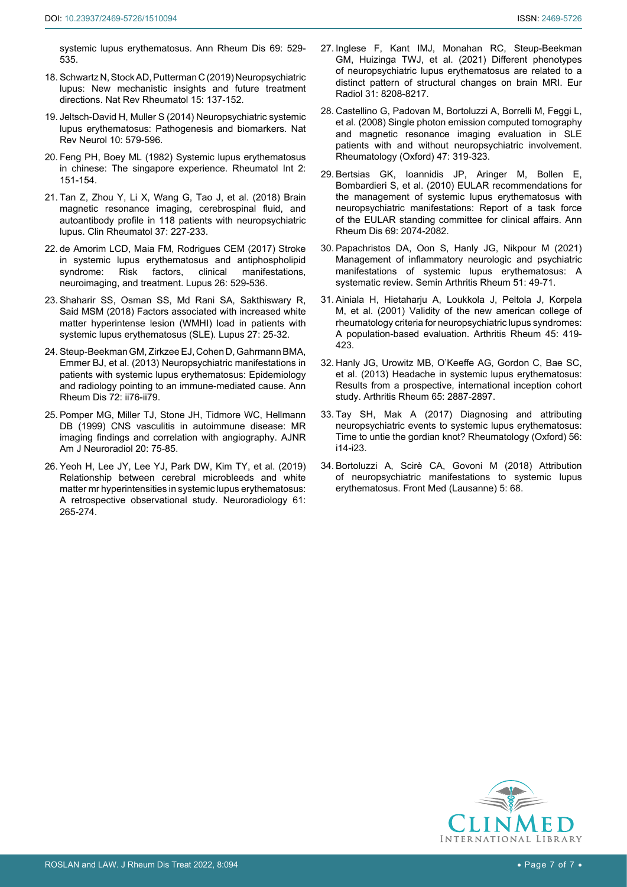systemic lupus erythematosus. Ann Rheum Dis 69: 529-535.

18. Schwartz N, Stock AD, Putterman C (2019) Neuropsychiatric lupus: New mechanistic insights and future treatment directions. Nat Rev Rheumatol 15: 137-152.
19. Jeltsch-David H, Muller S (2014) Neuropsychiatric systemic lupus erythematosus: Pathogenesis and biomarkers. Nat Rev Neurol 10: 579-596.
20. Feng PH, Boey ML (1982) Systemic lupus erythematosus in chinese: The singapore experience. Rheumatol Int 2: 151-154.
21. Tan Z, Zhou Y, Li X, Wang G, Tao J, et al. (2018) Brain magnetic resonance imaging, cerebrospinal fluid, and autoantibody profile in 118 patients with neuropsychiatric lupus. Clin Rheumatol 37: 227-233.
22. de Amorim LCD, Maia FM, Rodrigues CEM (2017) Stroke in systemic lupus erythematosus and antiphospholipid syndrome: Risk factors, clinical manifestations, neuroimaging, and treatment. Lupus 26: 529-536.
23. Shaharir SS, Osman SS, Md Rani SA, Sakthiswary R, Said MSM (2018) Factors associated with increased white matter hyperintense lesion (WMHI) load in patients with systemic lupus erythematosus (SLE). Lupus 27: 25-32.
24. Steup-Beekman GM, Zirkzee EJ, Cohen D, Gahrmann BMA, Emmer BJ, et al. (2013) Neuropsychiatric manifestations in patients with systemic lupus erythematosus: Epidemiology and radiology pointing to an immune-mediated cause. Ann Rheum Dis 72: ii76-ii79.
25. Pomper MG, Miller TJ, Stone JH, Tidmore WC, Hellmann DB (1999) CNS vasculitis in autoimmune disease: MR imaging findings and correlation with angiography. AJNR Am J Neuroradiol 20: 75-85.
26. Yeoh H, Lee JY, Lee YJ, Park DW, Kim TY, et al. (2019) Relationship between cerebral microbleeds and white matter mr hyperintensities in systemic lupus erythematosus: A retrospective observational study. Neuroradiology 61: 265-274.
27. Inglese F, Kant IMJ, Monahan RC, Steup-Beekman GM, Huizinga TWJ, et al. (2021) Different phenotypes of neuropsychiatric lupus erythematosus are related to a distinct pattern of structural changes on brain MRI. Eur Radiol 31: 8208-8217.
28. Castellino G, Padovan M, Bortoluzzi A, Borrelli M, Feggi L, et al. (2008) Single photon emission computed tomography and magnetic resonance imaging evaluation in SLE patients with and without neuropsychiatric involvement. Rheumatology (Oxford) 47: 319-323.
29. Bertsias GK, Ioannidis JP, Aringer M, Bollen E, Bombardieri S, et al. (2010) EULAR recommendations for the management of systemic lupus erythematosus with neuropsychiatric manifestations: Report of a task force of the EULAR standing committee for clinical affairs. Ann Rheum Dis 69: 2074-2082.
30. Papachristos DA, Oon S, Hanly JG, Nikpour M (2021) Management of inflammatory neurologic and psychiatric manifestations of systemic lupus erythematosus: A systematic review. Semin Arthritis Rheum 51: 49-71.
31. Ainiala H, Hietaharju A, Loukkola J, Peltola J, Korpela M, et al. (2001) Validity of the new american college of rheumatology criteria for neuropsychiatric lupus syndromes: A population-based evaluation. Arthritis Rheum 45: 419-423.
32. Hanly JG, Urowitz MB, O'Keeffe AG, Gordon C, Bae SC, et al. (2013) Headache in systemic lupus erythematosus: Results from a prospective, international inception cohort study. Arthritis Rheum 65: 2887-2897.
33. Tay SH, Mak A (2017) Diagnosing and attributing neuropsychiatric events to systemic lupus erythematosus: Time to untie the gordian knot? Rheumatology (Oxford) 56: i14-i23.
34. Bortoluzzi A, Scirè CA, Govoni M (2018) Attribution of neuropsychiatric manifestations to systemic lupus erythematosus. Front Med (Lausanne) 5: 68.